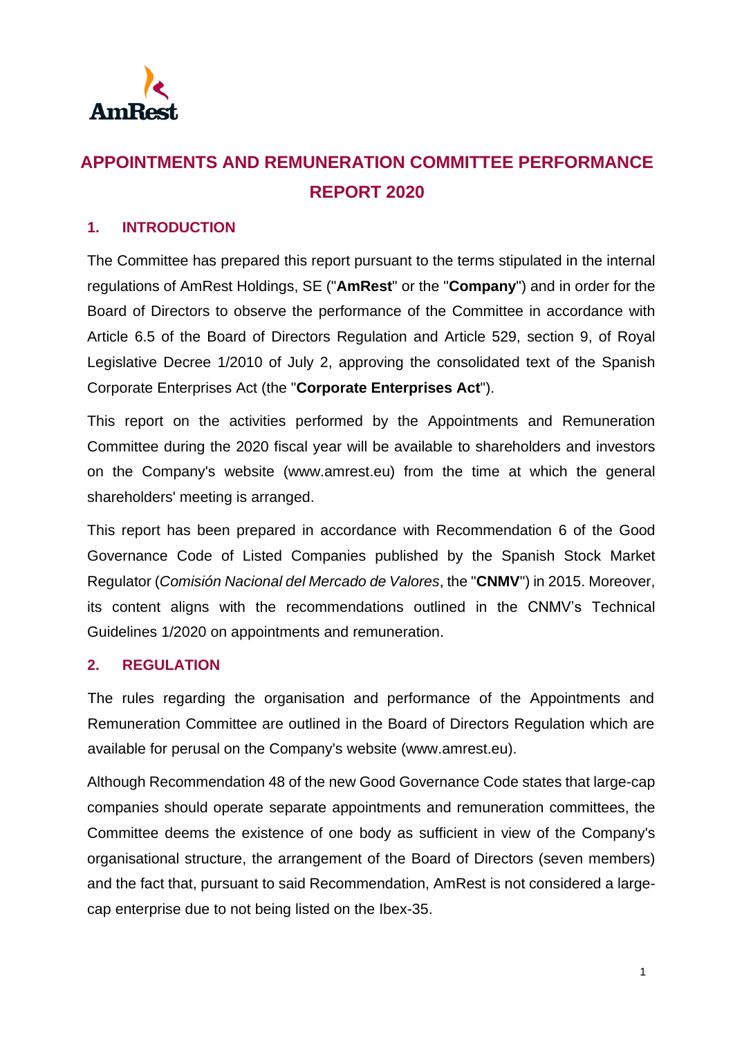# APPOINTMENTS AND REMUNERATION COMMITTEE PERFORMANCE REPORT 2020

## 1. INTRODUCTION

The Committee has prepared this report pursuant to the terms stipulated in the internal regulations of AmRest Holdings, SE ("**AmRest**" or the "**Company**") and in order for the Board of Directors to observe the performance of the Committee in accordance with Article 6.5 of the Board of Directors Regulation and Article 529, section 9, of Royal Legislative Decree 1/2010 of July 2, approving the consolidated text of the Spanish Corporate Enterprises Act (the "**Corporate Enterprises Act**").

This report on the activities performed by the Appointments and Remuneration Committee during the 2020 fiscal year will be available to shareholders and investors on the Company's website (www.amrest.eu) from the time at which the general shareholders' meeting is arranged.

This report has been prepared in accordance with Recommendation 6 of the Good Governance Code of Listed Companies published by the Spanish Stock Market Regulator (*Comisión Nacional del Mercado de Valores*, the "**CNMV**") in 2015. Moreover, its content aligns with the recommendations outlined in the CNMV's Technical Guidelines 1/2020 on appointments and remuneration.

## 2. REGULATION

The rules regarding the organisation and performance of the Appointments and Remuneration Committee are outlined in the Board of Directors Regulation which are available for perusal on the Company's website (www.amrest.eu).

Although Recommendation 48 of the new Good Governance Code states that large-cap companies should operate separate appointments and remuneration committees, the Committee deems the existence of one body as sufficient in view of the Company's organisational structure, the arrangement of the Board of Directors (seven members) and the fact that, pursuant to said Recommendation, AmRest is not considered a large-cap enterprise due to not being listed on the Ibex-35.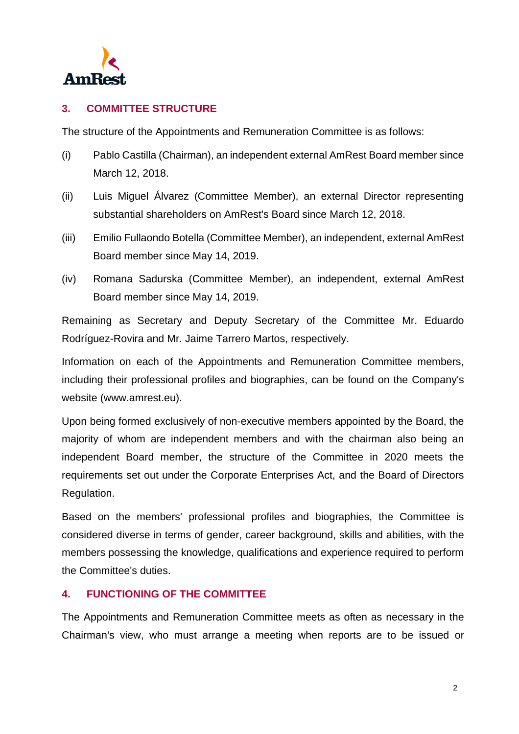## 3. COMMITTEE STRUCTURE

The structure of the Appointments and Remuneration Committee is as follows:

(i) Pablo Castilla (Chairman), an independent external AmRest Board member since March 12, 2018.

(ii) Luis Miguel Álvarez (Committee Member), an external Director representing substantial shareholders on AmRest's Board since March 12, 2018.

(iii) Emilio Fullaondo Botella (Committee Member), an independent, external AmRest Board member since May 14, 2019.

(iv) Romana Sadurska (Committee Member), an independent, external AmRest Board member since May 14, 2019.

Remaining as Secretary and Deputy Secretary of the Committee Mr. Eduardo Rodríguez-Rovira and Mr. Jaime Tarrero Martos, respectively.

Information on each of the Appointments and Remuneration Committee members, including their professional profiles and biographies, can be found on the Company's website (www.amrest.eu).

Upon being formed exclusively of non-executive members appointed by the Board, the majority of whom are independent members and with the chairman also being an independent Board member, the structure of the Committee in 2020 meets the requirements set out under the Corporate Enterprises Act, and the Board of Directors Regulation.

Based on the members' professional profiles and biographies, the Committee is considered diverse in terms of gender, career background, skills and abilities, with the members possessing the knowledge, qualifications and experience required to perform the Committee's duties.

## 4. FUNCTIONING OF THE COMMITTEE

The Appointments and Remuneration Committee meets as often as necessary in the Chairman's view, who must arrange a meeting when reports are to be issued or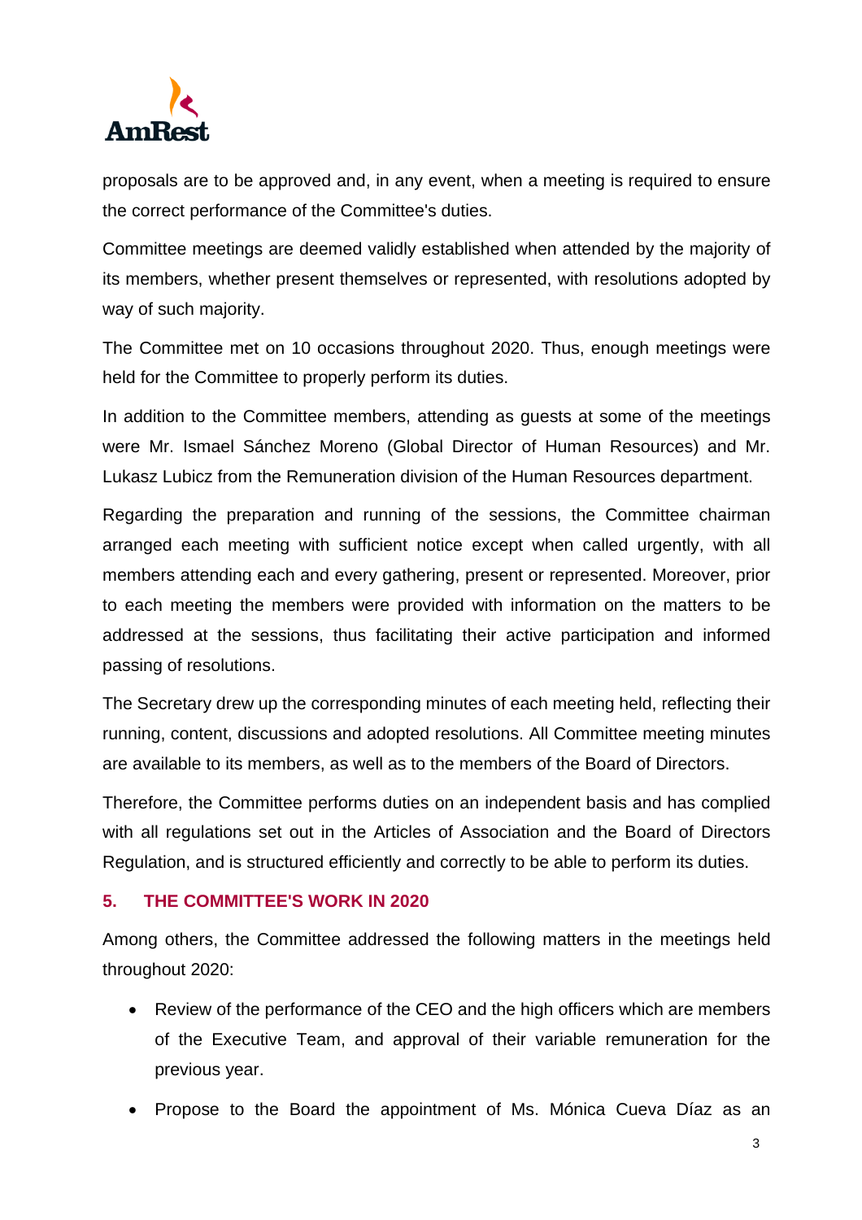proposals are to be approved and, in any event, when a meeting is required to ensure the correct performance of the Committee's duties.

Committee meetings are deemed validly established when attended by the majority of its members, whether present themselves or represented, with resolutions adopted by way of such majority.

The Committee met on 10 occasions throughout 2020. Thus, enough meetings were held for the Committee to properly perform its duties.

In addition to the Committee members, attending as guests at some of the meetings were Mr. Ismael Sánchez Moreno (Global Director of Human Resources) and Mr. Lukasz Lubicz from the Remuneration division of the Human Resources department.

Regarding the preparation and running of the sessions, the Committee chairman arranged each meeting with sufficient notice except when called urgently, with all members attending each and every gathering, present or represented. Moreover, prior to each meeting the members were provided with information on the matters to be addressed at the sessions, thus facilitating their active participation and informed passing of resolutions.

The Secretary drew up the corresponding minutes of each meeting held, reflecting their running, content, discussions and adopted resolutions. All Committee meeting minutes are available to its members, as well as to the members of the Board of Directors.

Therefore, the Committee performs duties on an independent basis and has complied with all regulations set out in the Articles of Association and the Board of Directors Regulation, and is structured efficiently and correctly to be able to perform its duties.

## 5. THE COMMITTEE'S WORK IN 2020

Among others, the Committee addressed the following matters in the meetings held throughout 2020:

- Review of the performance of the CEO and the high officers which are members of the Executive Team, and approval of their variable remuneration for the previous year.
- Propose to the Board the appointment of Ms. Mónica Cueva Díaz as an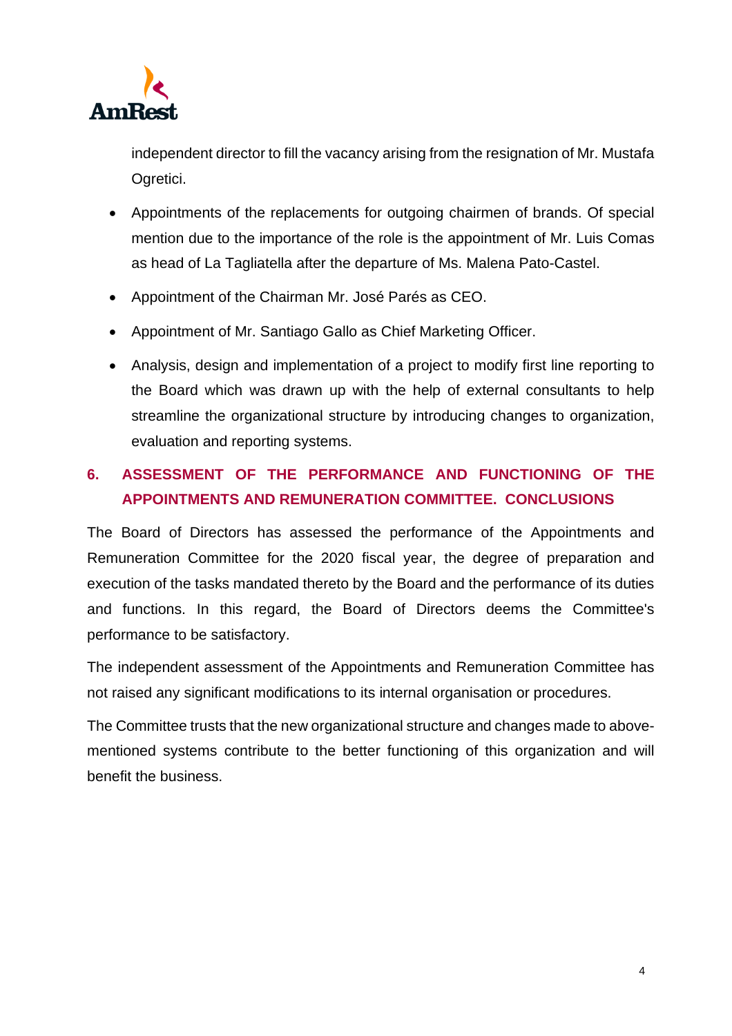independent director to fill the vacancy arising from the resignation of Mr. Mustafa Ogretici.

- Appointments of the replacements for outgoing chairmen of brands. Of special mention due to the importance of the role is the appointment of Mr. Luis Comas as head of La Tagliatella after the departure of Ms. Malena Pato-Castel.
- Appointment of the Chairman Mr. José Parés as CEO.
- Appointment of Mr. Santiago Gallo as Chief Marketing Officer.
- Analysis, design and implementation of a project to modify first line reporting to the Board which was drawn up with the help of external consultants to help streamline the organizational structure by introducing changes to organization, evaluation and reporting systems.

## 6. ASSESSMENT OF THE PERFORMANCE AND FUNCTIONING OF THE APPOINTMENTS AND REMUNERATION COMMITTEE. CONCLUSIONS

The Board of Directors has assessed the performance of the Appointments and Remuneration Committee for the 2020 fiscal year, the degree of preparation and execution of the tasks mandated thereto by the Board and the performance of its duties and functions. In this regard, the Board of Directors deems the Committee's performance to be satisfactory.

The independent assessment of the Appointments and Remuneration Committee has not raised any significant modifications to its internal organisation or procedures.

The Committee trusts that the new organizational structure and changes made to above-mentioned systems contribute to the better functioning of this organization and will benefit the business.